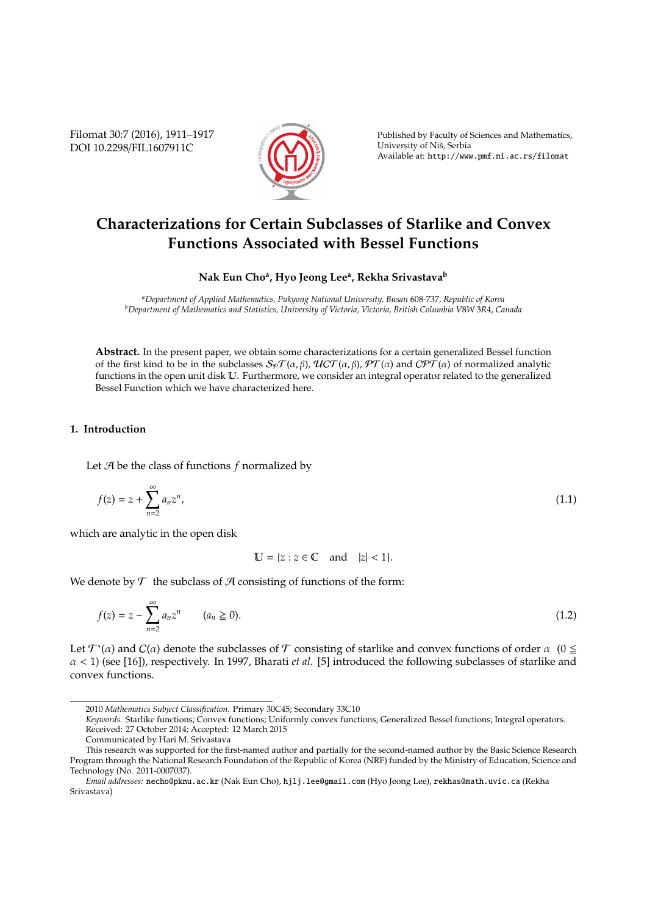# Characterizations for Certain Subclasses of Starlike and Convex Functions Associated with Bessel Functions

**Nak Eun Cho[a], Hyo Jeong Lee[a], Rekha Srivastava[b]**

[a] *Department of Applied Mathematics, Pukyong National University, Busan 608-737, Republic of Korea*
[b] *Department of Mathematics and Statistics, University of Victoria, Victoria, British Columbia V8W 3R4, Canada*

**Abstract.** In the present paper, we obtain some characterizations for a certain generalized Bessel function of the first kind to be in the subclasses $\mathcal{S}_{\mathcal{P}}\mathcal{T}(\alpha, \beta)$, $\mathcal{UCT}(\alpha, \beta)$, $\mathcal{PT}(\alpha)$ and $\mathcal{CPT}(\alpha)$ of normalized analytic functions in the open unit disk $\mathbb{U}$. Furthermore, we consider an integral operator related to the generalized Bessel Function which we have characterized here.

## 1. Introduction

Let $\mathcal{A}$ be the class of functions $f$ normalized by

$$f(z) = z + \sum_{n=2}^{\infty} a_n z^n, \tag{1.1}$$

which are analytic in the open disk

$$\mathbb{U} = \{z : z \in \mathbb{C} \quad \text{and} \quad |z| < 1\}.$$

We denote by $\mathcal{T}$ the subclass of $\mathcal{A}$ consisting of functions of the form:

$$f(z) = z - \sum_{n=2}^{\infty} a_n z^n \qquad (a_n \geqq 0). \tag{1.2}$$

Let $\mathcal{T}^*(\alpha)$ and $\mathcal{C}(\alpha)$ denote the subclasses of $\mathcal{T}$ consisting of starlike and convex functions of order $\alpha$ $(0 \leqq \alpha < 1)$ (see [16]), respectively. In 1997, Bharati *et al.* [5] introduced the following subclasses of starlike and convex functions.

---

2010 *Mathematics Subject Classification*. Primary 30C45; Secondary 33C10

*Keywords*. Starlike functions; Convex functions; Uniformly convex functions; Generalized Bessel functions; Integral operators.

Received: 27 October 2014; Accepted: 12 March 2015

Communicated by Hari M. Srivastava

This research was supported for the first-named author and partially for the second-named author by the Basic Science Research Program through the National Research Foundation of the Republic of Korea (NRF) funded by the Ministry of Education, Science and Technology (No. 2011-0007037).

*Email addresses:* necho@pknu.ac.kr (Nak Eun Cho), hjlj.lee@gmail.com (Hyo Jeong Lee), rekhas@math.uvic.ca (Rekha Srivastava)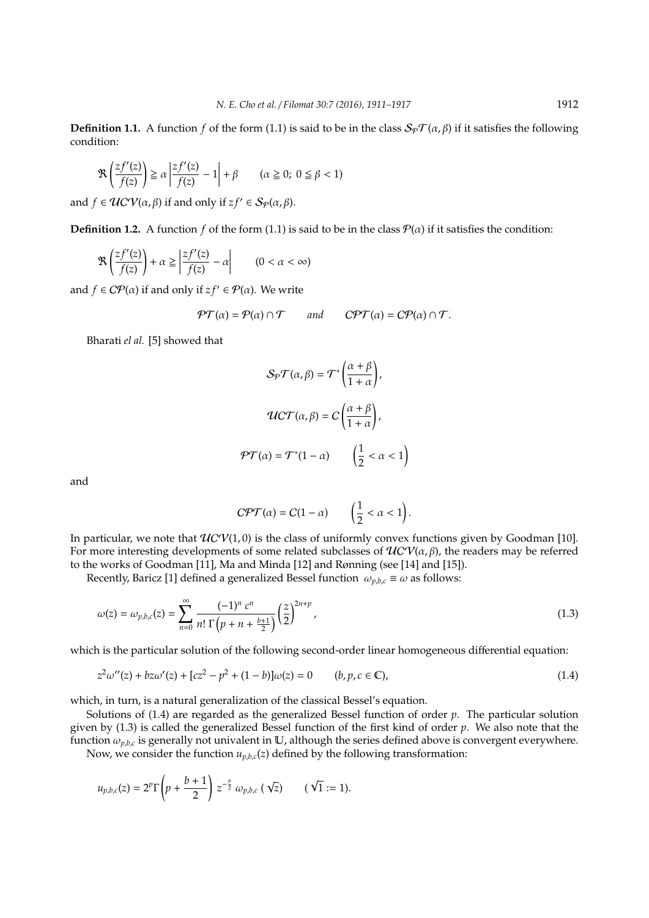**Definition 1.1.** A function $f$ of the form (1.1) is said to be in the class $\mathcal{S}_{\mathcal{P}}\mathcal{T}(\alpha, \beta)$ if it satisfies the following condition:

$$\Re\left(\frac{zf'(z)}{f(z)}\right) \geqq \alpha\left|\frac{zf'(z)}{f(z)} - 1\right| + \beta \qquad (\alpha \geqq 0;\ 0 \leqq \beta < 1)$$

and $f \in \mathcal{UCV}(\alpha, \beta)$ if and only if $zf' \in \mathcal{S}_{\mathcal{P}}(\alpha, \beta)$.

**Definition 1.2.** A function $f$ of the form (1.1) is said to be in the class $\mathcal{P}(\alpha)$ if it satisfies the condition:

$$\Re\left(\frac{zf'(z)}{f(z)}\right) + \alpha \geqq \left|\frac{zf'(z)}{f(z)} - \alpha\right| \qquad (0 < \alpha < \infty)$$

and $f \in \mathcal{CP}(\alpha)$ if and only if $zf' \in \mathcal{P}(\alpha)$. We write

$$\mathcal{PT}(\alpha) = \mathcal{P}(\alpha) \cap \mathcal{T} \qquad \textit{and} \qquad \mathcal{CPT}(\alpha) = \mathcal{CP}(\alpha) \cap \mathcal{T}.$$

Bharati *el al.* [5] showed that

$$\mathcal{S}_{\mathcal{P}}\mathcal{T}(\alpha, \beta) = \mathcal{T}^*\left(\frac{\alpha + \beta}{1 + \alpha}\right),$$

$$\mathcal{UCT}(\alpha, \beta) = \mathcal{C}\left(\frac{\alpha + \beta}{1 + \alpha}\right),$$

$$\mathcal{PT}(\alpha) = \mathcal{T}^*(1 - \alpha) \qquad \left(\frac{1}{2} < \alpha < 1\right)$$

and

$$\mathcal{CPT}(\alpha) = \mathcal{C}(1 - \alpha) \qquad \left(\frac{1}{2} < \alpha < 1\right).$$

In particular, we note that $\mathcal{UCV}(1, 0)$ is the class of uniformly convex functions given by Goodman [10]. For more interesting developments of some related subclasses of $\mathcal{UCV}(\alpha, \beta)$, the readers may be referred to the works of Goodman [11], Ma and Minda [12] and Rønning (see [14] and [15]).

Recently, Baricz [1] defined a generalized Bessel function $\omega_{p,b,c} \equiv \omega$ as follows:

$$\omega(z) = \omega_{p,b,c}(z) = \sum_{n=0}^{\infty} \frac{(-1)^n\, c^n}{n!\,\Gamma\left(p + n + \frac{b+1}{2}\right)} \left(\frac{z}{2}\right)^{2n+p}, \tag{1.3}$$

which is the particular solution of the following second-order linear homogeneous differential equation:

$$z^2\omega''(z) + bz\omega'(z) + [cz^2 - p^2 + (1 - b)]\omega(z) = 0 \qquad (b, p, c \in \mathbb{C}), \tag{1.4}$$

which, in turn, is a natural generalization of the classical Bessel's equation.

Solutions of (1.4) are regarded as the generalized Bessel function of order $p$. The particular solution given by (1.3) is called the generalized Bessel function of the first kind of order $p$. We also note that the function $\omega_{p,b,c}$ is generally not univalent in $\mathbb{U}$, although the series defined above is convergent everywhere.

Now, we consider the function $u_{p,b,c}(z)$ defined by the following transformation:

$$u_{p,b,c}(z) = 2^p\Gamma\left(p + \frac{b+1}{2}\right) z^{-\frac{p}{2}}\, \omega_{p,b,c}\,(\sqrt{z}) \qquad (\sqrt{1} := 1).$$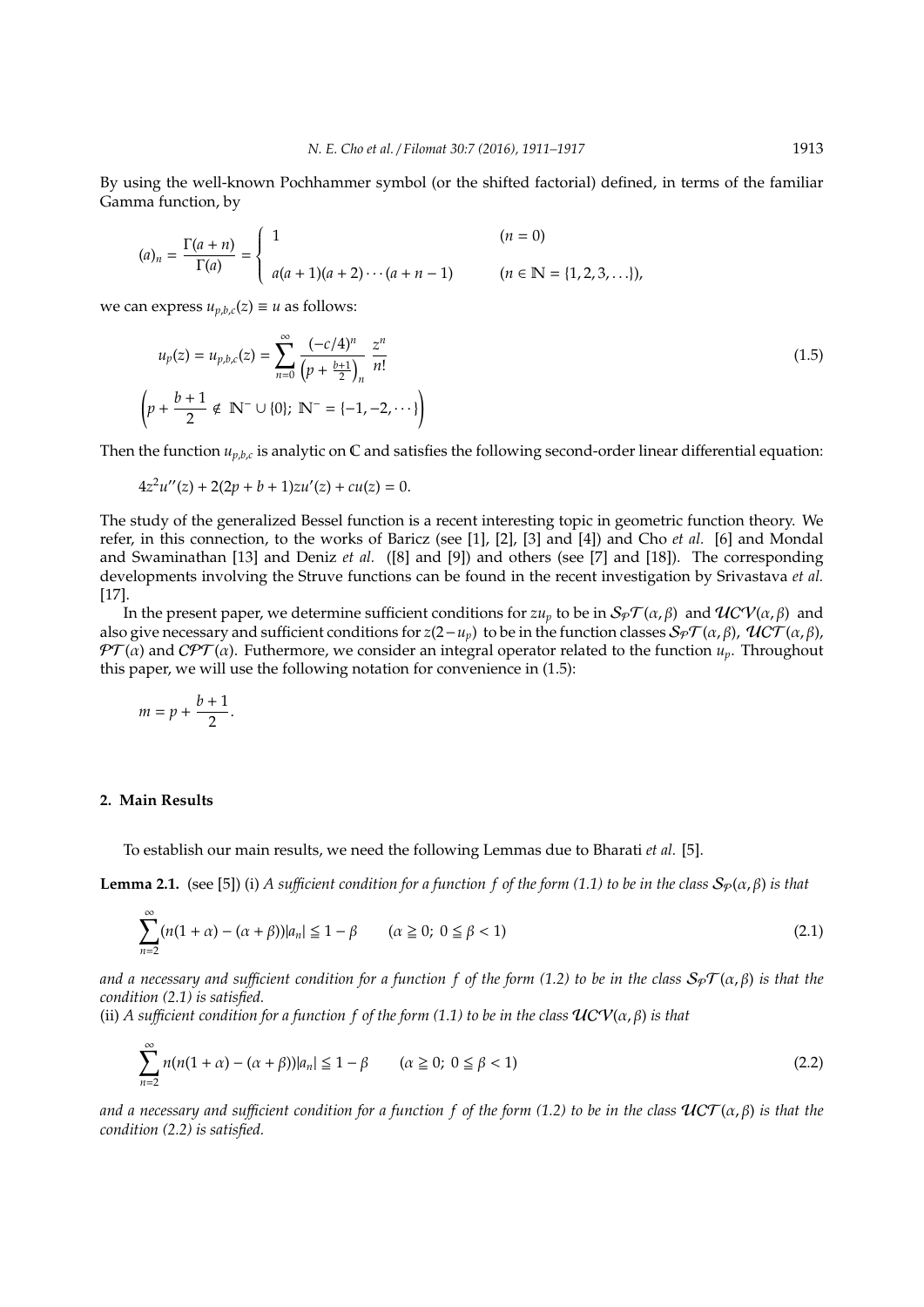By using the well-known Pochhammer symbol (or the shifted factorial) defined, in terms of the familiar Gamma function, by

$$(a)_n = \frac{\Gamma(a+n)}{\Gamma(a)} = \begin{cases} 1 & (n = 0) \\ a(a+1)(a+2)\cdots(a+n-1) & (n \in \mathbb{N} = \{1,2,3,\ldots\}), \end{cases}$$

we can express $u_{p,b,c}(z) \equiv u$ as follows:

$$u_p(z) = u_{p,b,c}(z) = \sum_{n=0}^{\infty} \frac{(-c/4)^n}{\left(p+\frac{b+1}{2}\right)_n} \frac{z^n}{n!} \tag{1.5}$$

$$\left(p + \frac{b+1}{2} \notin \mathbb{N}^- \cup \{0\};\ \mathbb{N}^- = \{-1,-2,\cdots\}\right)$$

Then the function $u_{p,b,c}$ is analytic on $\mathbb{C}$ and satisfies the following second-order linear differential equation:

$$4z^2u''(z) + 2(2p+b+1)zu'(z) + cu(z) = 0.$$

The study of the generalized Bessel function is a recent interesting topic in geometric function theory. We refer, in this connection, to the works of Baricz (see [1], [2], [3] and [4]) and Cho *et al.* [6] and Mondal and Swaminathan [13] and Deniz *et al.* ([8] and [9]) and others (see [7] and [18]). The corresponding developments involving the Struve functions can be found in the recent investigation by Srivastava *et al.* [17].

In the present paper, we determine sufficient conditions for $zu_p$ to be in $\mathcal{S_P T}(\alpha,\beta)$ and $\mathcal{UCV}(\alpha,\beta)$ and also give necessary and sufficient conditions for $z(2-u_p)$ to be in the function classes $\mathcal{S_P T}(\alpha,\beta)$, $\mathcal{UCT}(\alpha,\beta)$, $\mathcal{PT}(\alpha)$ and $\mathcal{CPT}(\alpha)$. Futhermore, we consider an integral operator related to the function $u_p$. Throughout this paper, we will use the following notation for convenience in (1.5):

$$m = p + \frac{b+1}{2}.$$

## 2. Main Results

To establish our main results, we need the following Lemmas due to Bharati *et al.* [5].

**Lemma 2.1.** (see [5]) (i) *A sufficient condition for a function $f$ of the form (1.1) to be in the class $\mathcal{S_P}(\alpha,\beta)$ is that*

$$\sum_{n=2}^{\infty} (n(1+\alpha) - (\alpha+\beta))|a_n| \leqq 1-\beta \qquad (\alpha \geqq 0;\ 0 \leqq \beta < 1) \tag{2.1}$$

*and a necessary and sufficient condition for a function $f$ of the form (1.2) to be in the class $\mathcal{S_P T}(\alpha,\beta)$ is that the condition (2.1) is satisfied.*

(ii) *A sufficient condition for a function $f$ of the form (1.1) to be in the class $\mathcal{UCV}(\alpha,\beta)$ is that*

$$\sum_{n=2}^{\infty} n(n(1+\alpha) - (\alpha+\beta))|a_n| \leqq 1-\beta \qquad (\alpha \geqq 0;\ 0 \leqq \beta < 1) \tag{2.2}$$

*and a necessary and sufficient condition for a function $f$ of the form (1.2) to be in the class $\mathcal{UCT}(\alpha,\beta)$ is that the condition (2.2) is satisfied.*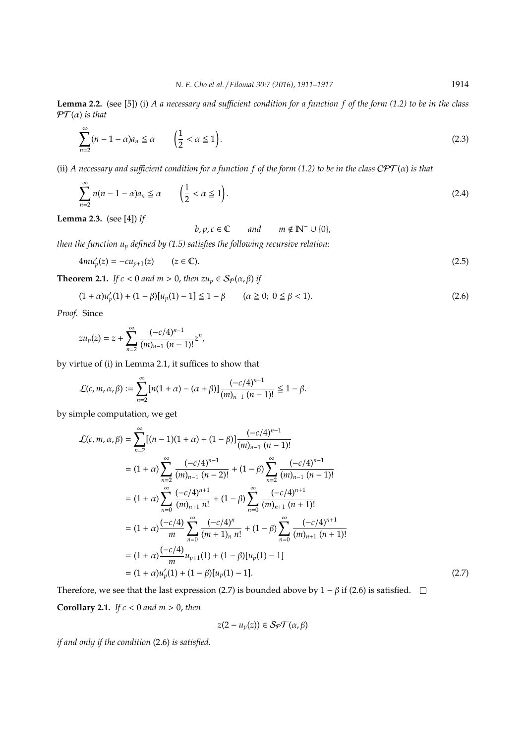**Lemma 2.2.** (see [5]) (i) *A a necessary and sufficient condition for a function $f$ of the form (1.2) to be in the class $\mathcal{PT}(\alpha)$ is that*

$$\sum_{n=2}^{\infty}(n-1-\alpha)a_n \leqq \alpha \qquad \left(\frac{1}{2}<\alpha\leqq 1\right). \tag{2.3}$$

(ii) *A necessary and sufficient condition for a function $f$ of the form (1.2) to be in the class $\mathcal{CPT}(\alpha)$ is that*

$$\sum_{n=2}^{\infty}n(n-1-\alpha)a_n \leqq \alpha \qquad \left(\frac{1}{2}<\alpha\leqq 1\right). \tag{2.4}$$

**Lemma 2.3.** (see [4]) *If*

$$b, p, c \in \mathbb{C} \qquad \text{and} \qquad m \notin \mathbb{N}^{-}\cup\{0\},$$

*then the function $u_p$ defined by (1.5) satisfies the following recursive relation:*

$$4mu_p'(z) = -cu_{p+1}(z) \qquad (z\in\mathbb{C}). \tag{2.5}$$

**Theorem 2.1.** *If $c<0$ and $m>0$, then $zu_p \in \mathcal{S_P}(\alpha,\beta)$ if*

$$(1+\alpha)u_p'(1) + (1-\beta)[u_p(1)-1] \leqq 1-\beta \qquad (\alpha \geqq 0;\ 0\leqq\beta<1). \tag{2.6}$$

*Proof.* Since

$$zu_p(z) = z + \sum_{n=2}^{\infty}\frac{(-c/4)^{n-1}}{(m)_{n-1}\,(n-1)!}z^n,$$

by virtue of (i) in Lemma 2.1, it suffices to show that

$$\mathcal{L}(c,m,\alpha,\beta) := \sum_{n=2}^{\infty}[n(1+\alpha)-(\alpha+\beta)]\frac{(-c/4)^{n-1}}{(m)_{n-1}\,(n-1)!} \leqq 1-\beta.$$

by simple computation, we get

$$\begin{aligned}
\mathcal{L}(c,m,\alpha,\beta) &= \sum_{n=2}^{\infty}[(n-1)(1+\alpha)+(1-\beta)]\frac{(-c/4)^{n-1}}{(m)_{n-1}\,(n-1)!} \\
&= (1+\alpha)\sum_{n=2}^{\infty}\frac{(-c/4)^{n-1}}{(m)_{n-1}\,(n-2)!} + (1-\beta)\sum_{n=2}^{\infty}\frac{(-c/4)^{n-1}}{(m)_{n-1}\,(n-1)!} \\
&= (1+\alpha)\sum_{n=0}^{\infty}\frac{(-c/4)^{n+1}}{(m)_{n+1}\,n!} + (1-\beta)\sum_{n=0}^{\infty}\frac{(-c/4)^{n+1}}{(m)_{n+1}\,(n+1)!} \\
&= (1+\alpha)\frac{(-c/4)}{m}\sum_{n=0}^{\infty}\frac{(-c/4)^{n}}{(m+1)_{n}\,n!} + (1-\beta)\sum_{n=0}^{\infty}\frac{(-c/4)^{n+1}}{(m)_{n+1}\,(n+1)!} \\
&= (1+\alpha)\frac{(-c/4)}{m}u_{p+1}(1) + (1-\beta)[u_p(1)-1] \\
&= (1+\alpha)u_p'(1) + (1-\beta)[u_p(1)-1].
\end{aligned} \tag{2.7}$$

Therefore, we see that the last expression (2.7) is bounded above by $1-\beta$ if (2.6) is satisfied. $\square$

**Corollary 2.1.** *If $c<0$ and $m>0$, then*

$$z(2-u_p(z)) \in \mathcal{S_P T}(\alpha,\beta)$$

*if and only if the condition* (2.6) *is satisfied.*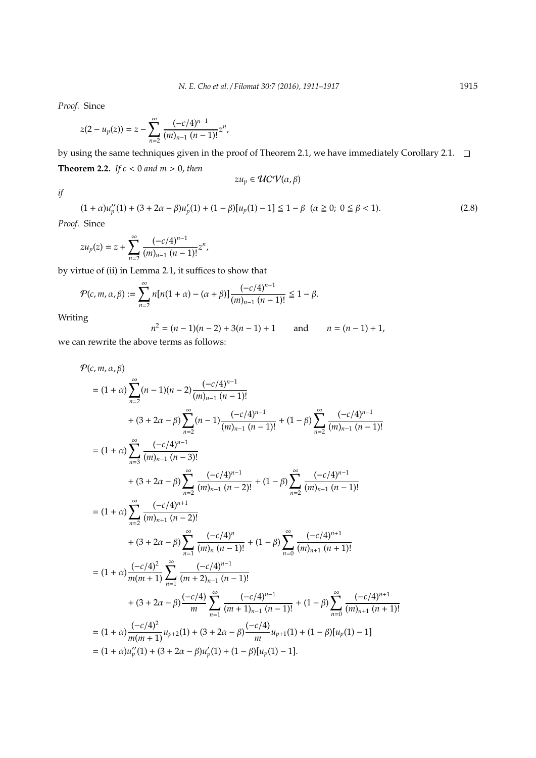*Proof.* Since

$$z(2 - u_p(z)) = z - \sum_{n=2}^{\infty} \frac{(-c/4)^{n-1}}{(m)_{n-1}\,(n-1)!} z^n,$$

by using the same techniques given in the proof of Theorem 2.1, we have immediately Corollary 2.1. □

**Theorem 2.2.** *If $c < 0$ and $m > 0$, then*

$$zu_p \in \mathcal{UCV}(\alpha, \beta)$$

*if*

$$(1+\alpha)u_p''(1) + (3 + 2\alpha - \beta)u_p'(1) + (1-\beta)[u_p(1) - 1] \leqq 1 - \beta \;\; (\alpha \geqq 0;\; 0 \leqq \beta < 1). \tag{2.8}$$

*Proof.* Since

$$zu_p(z) = z + \sum_{n=2}^{\infty} \frac{(-c/4)^{n-1}}{(m)_{n-1}\,(n-1)!} z^n,$$

by virtue of (ii) in Lemma 2.1, it suffices to show that

$$\mathcal{P}(c, m, \alpha, \beta) := \sum_{n=2}^{\infty} n[n(1+\alpha) - (\alpha + \beta)] \frac{(-c/4)^{n-1}}{(m)_{n-1}\,(n-1)!} \leqq 1 - \beta.$$

Writing

$$n^2 = (n-1)(n-2) + 3(n-1) + 1 \qquad \text{and} \qquad n = (n-1) + 1,$$

we can rewrite the above terms as follows:

$$\begin{aligned}
&\mathcal{P}(c, m, \alpha, \beta) \\
&= (1+\alpha) \sum_{n=2}^{\infty} (n-1)(n-2) \frac{(-c/4)^{n-1}}{(m)_{n-1}\,(n-1)!} \\
&\qquad + (3 + 2\alpha - \beta) \sum_{n=2}^{\infty} (n-1) \frac{(-c/4)^{n-1}}{(m)_{n-1}\,(n-1)!} + (1-\beta) \sum_{n=2}^{\infty} \frac{(-c/4)^{n-1}}{(m)_{n-1}\,(n-1)!} \\
&= (1+\alpha) \sum_{n=3}^{\infty} \frac{(-c/4)^{n-1}}{(m)_{n-1}\,(n-3)!} \\
&\qquad + (3 + 2\alpha - \beta) \sum_{n=2}^{\infty} \frac{(-c/4)^{n-1}}{(m)_{n-1}\,(n-2)!} + (1-\beta) \sum_{n=2}^{\infty} \frac{(-c/4)^{n-1}}{(m)_{n-1}\,(n-1)!} \\
&= (1+\alpha) \sum_{n=2}^{\infty} \frac{(-c/4)^{n+1}}{(m)_{n+1}\,(n-2)!} \\
&\qquad + (3 + 2\alpha - \beta) \sum_{n=1}^{\infty} \frac{(-c/4)^{n}}{(m)_{n}\,(n-1)!} + (1-\beta) \sum_{n=0}^{\infty} \frac{(-c/4)^{n+1}}{(m)_{n+1}\,(n+1)!} \\
&= (1+\alpha) \frac{(-c/4)^2}{m(m+1)} \sum_{n=1}^{\infty} \frac{(-c/4)^{n-1}}{(m+2)_{n-1}\,(n-1)!} \\
&\qquad + (3 + 2\alpha - \beta) \frac{(-c/4)}{m} \sum_{n=1}^{\infty} \frac{(-c/4)^{n-1}}{(m+1)_{n-1}\,(n-1)!} + (1-\beta) \sum_{n=0}^{\infty} \frac{(-c/4)^{n+1}}{(m)_{n+1}\,(n+1)!} \\
&= (1+\alpha) \frac{(-c/4)^2}{m(m+1)} u_{p+2}(1) + (3 + 2\alpha - \beta) \frac{(-c/4)}{m} u_{p+1}(1) + (1-\beta)[u_p(1) - 1] \\
&= (1+\alpha) u_p''(1) + (3 + 2\alpha - \beta) u_p'(1) + (1-\beta)[u_p(1) - 1].
\end{aligned}$$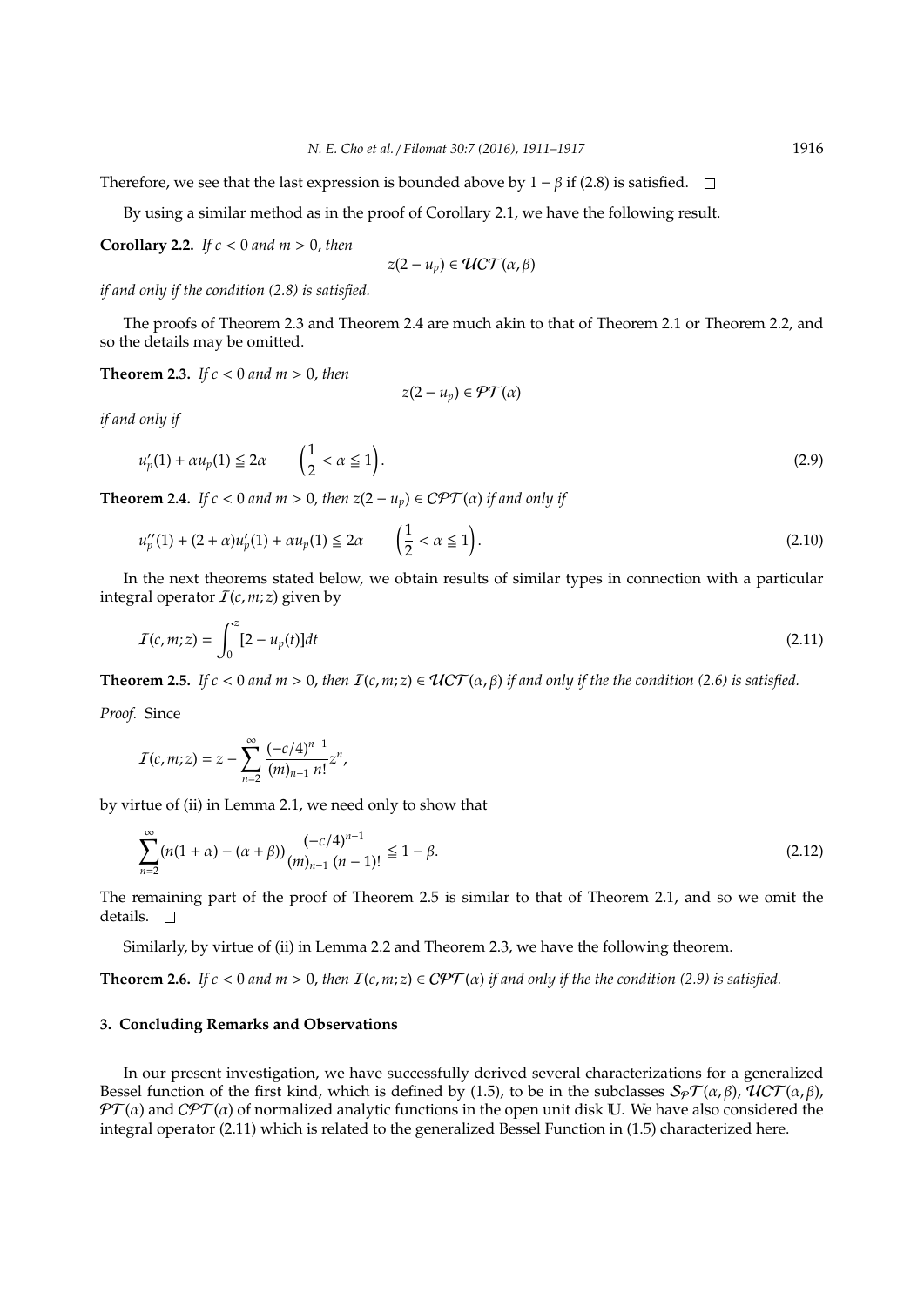Therefore, we see that the last expression is bounded above by $1-\beta$ if (2.8) is satisfied. $\square$

By using a similar method as in the proof of Corollary 2.1, we have the following result.

**Corollary 2.2.** *If $c<0$ and $m>0$, then*

$$z(2-u_p)\in \mathcal{UCT}(\alpha,\beta)$$

*if and only if the condition (2.8) is satisfied.*

The proofs of Theorem 2.3 and Theorem 2.4 are much akin to that of Theorem 2.1 or Theorem 2.2, and so the details may be omitted.

**Theorem 2.3.** *If $c<0$ and $m>0$, then*

$$z(2-u_p)\in \mathcal{PT}(\alpha)$$

*if and only if*

$$u_p'(1)+\alpha u_p(1)\leqq 2\alpha \qquad \left(\frac{1}{2}<\alpha\leqq 1\right). \tag{2.9}$$

**Theorem 2.4.** *If $c<0$ and $m>0$, then $z(2-u_p)\in \mathcal{CPT}(\alpha)$ if and only if*

$$u_p''(1)+(2+\alpha)u_p'(1)+\alpha u_p(1)\leqq 2\alpha \qquad \left(\frac{1}{2}<\alpha\leqq 1\right). \tag{2.10}$$

In the next theorems stated below, we obtain results of similar types in connection with a particular integral operator $\mathcal{I}(c,m;z)$ given by

$$\mathcal{I}(c,m;z)=\int_0^z [2-u_p(t)]dt \tag{2.11}$$

**Theorem 2.5.** *If $c<0$ and $m>0$, then $\mathcal{I}(c,m;z)\in \mathcal{UCT}(\alpha,\beta)$ if and only if the the condition (2.6) is satisfied.*

*Proof.* Since

$$\mathcal{I}(c,m;z)=z-\sum_{n=2}^{\infty}\frac{(-c/4)^{n-1}}{(m)_{n-1}\,n!}z^n,$$

by virtue of (ii) in Lemma 2.1, we need only to show that

$$\sum_{n=2}^{\infty}(n(1+\alpha)-(\alpha+\beta))\frac{(-c/4)^{n-1}}{(m)_{n-1}\,(n-1)!}\leqq 1-\beta. \tag{2.12}$$

The remaining part of the proof of Theorem 2.5 is similar to that of Theorem 2.1, and so we omit the details. $\square$

Similarly, by virtue of (ii) in Lemma 2.2 and Theorem 2.3, we have the following theorem.

**Theorem 2.6.** *If $c<0$ and $m>0$, then $\mathcal{I}(c,m;z)\in \mathcal{CPT}(\alpha)$ if and only if the the condition (2.9) is satisfied.*

## 3. Concluding Remarks and Observations

In our present investigation, we have successfully derived several characterizations for a generalized Bessel function of the first kind, which is defined by (1.5), to be in the subclasses $\mathcal{S_P T}(\alpha,\beta)$, $\mathcal{UCT}(\alpha,\beta)$, $\mathcal{PT}(\alpha)$ and $\mathcal{CPT}(\alpha)$ of normalized analytic functions in the open unit disk $\mathbb{U}$. We have also considered the integral operator (2.11) which is related to the generalized Bessel Function in (1.5) characterized here.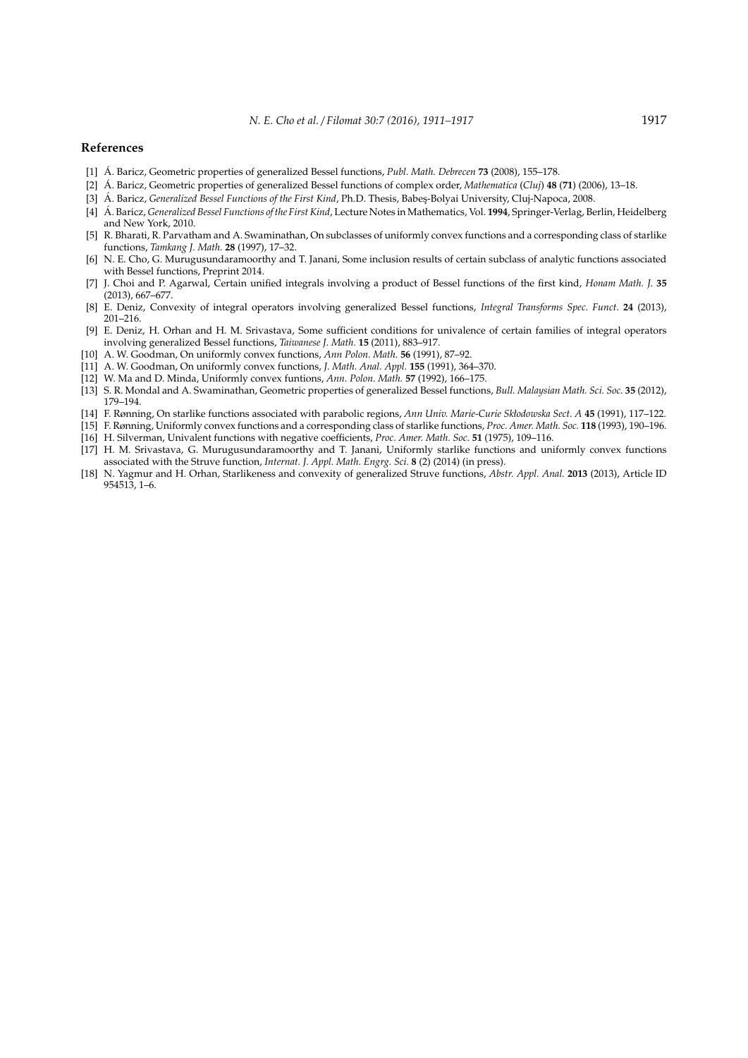## References

[1] Á. Baricz, Geometric properties of generalized Bessel functions, *Publ. Math. Debrecen* **73** (2008), 155–178.

[2] Á. Baricz, Geometric properties of generalized Bessel functions of complex order, *Mathematica (Cluj)* **48** (**71**) (2006), 13–18.

[3] Á. Baricz, *Generalized Bessel Functions of the First Kind*, Ph.D. Thesis, Babeş-Bolyai University, Cluj-Napoca, 2008.

[4] Á. Baricz, *Generalized Bessel Functions of the First Kind*, Lecture Notes in Mathematics, Vol. **1994**, Springer-Verlag, Berlin, Heidelberg and New York, 2010.

[5] R. Bharati, R. Parvatham and A. Swaminathan, On subclasses of uniformly convex functions and a corresponding class of starlike functions, *Tamkang J. Math.* **28** (1997), 17–32.

[6] N. E. Cho, G. Murugusundaramoorthy and T. Janani, Some inclusion results of certain subclass of analytic functions associated with Bessel functions, Preprint 2014.

[7] J. Choi and P. Agarwal, Certain unified integrals involving a product of Bessel functions of the first kind, *Honam Math. J.* **35** (2013), 667–677.

[8] E. Deniz, Convexity of integral operators involving generalized Bessel functions, *Integral Transforms Spec. Funct.* **24** (2013), 201–216.

[9] E. Deniz, H. Orhan and H. M. Srivastava, Some sufficient conditions for univalence of certain families of integral operators involving generalized Bessel functions, *Taiwanese J. Math.* **15** (2011), 883–917.

[10] A. W. Goodman, On uniformly convex functions, *Ann Polon. Math.* **56** (1991), 87–92.

[11] A. W. Goodman, On uniformly convex functions, *J. Math. Anal. Appl.* **155** (1991), 364–370.

[12] W. Ma and D. Minda, Uniformly convex funtions, *Ann. Polon. Math.* **57** (1992), 166–175.

[13] S. R. Mondal and A. Swaminathan, Geometric properties of generalized Bessel functions, *Bull. Malaysian Math. Sci. Soc.* **35** (2012), 179–194.

[14] F. Rønning, On starlike functions associated with parabolic regions, *Ann Univ. Marie-Curie Skłodowska Sect. A* **45** (1991), 117–122.

[15] F. Rønning, Uniformly convex functions and a corresponding class of starlike functions, *Proc. Amer. Math. Soc.* **118** (1993), 190–196.

[16] H. Silverman, Univalent functions with negative coefficients, *Proc. Amer. Math. Soc.* **51** (1975), 109–116.

[17] H. M. Srivastava, G. Murugusundaramoorthy and T. Janani, Uniformly starlike functions and uniformly convex functions associated with the Struve function, *Internat. J. Appl. Math. Engrg. Sci.* **8** (2) (2014) (in press).

[18] N. Yagmur and H. Orhan, Starlikeness and convexity of generalized Struve functions, *Abstr. Appl. Anal.* **2013** (2013), Article ID 954513, 1–6.